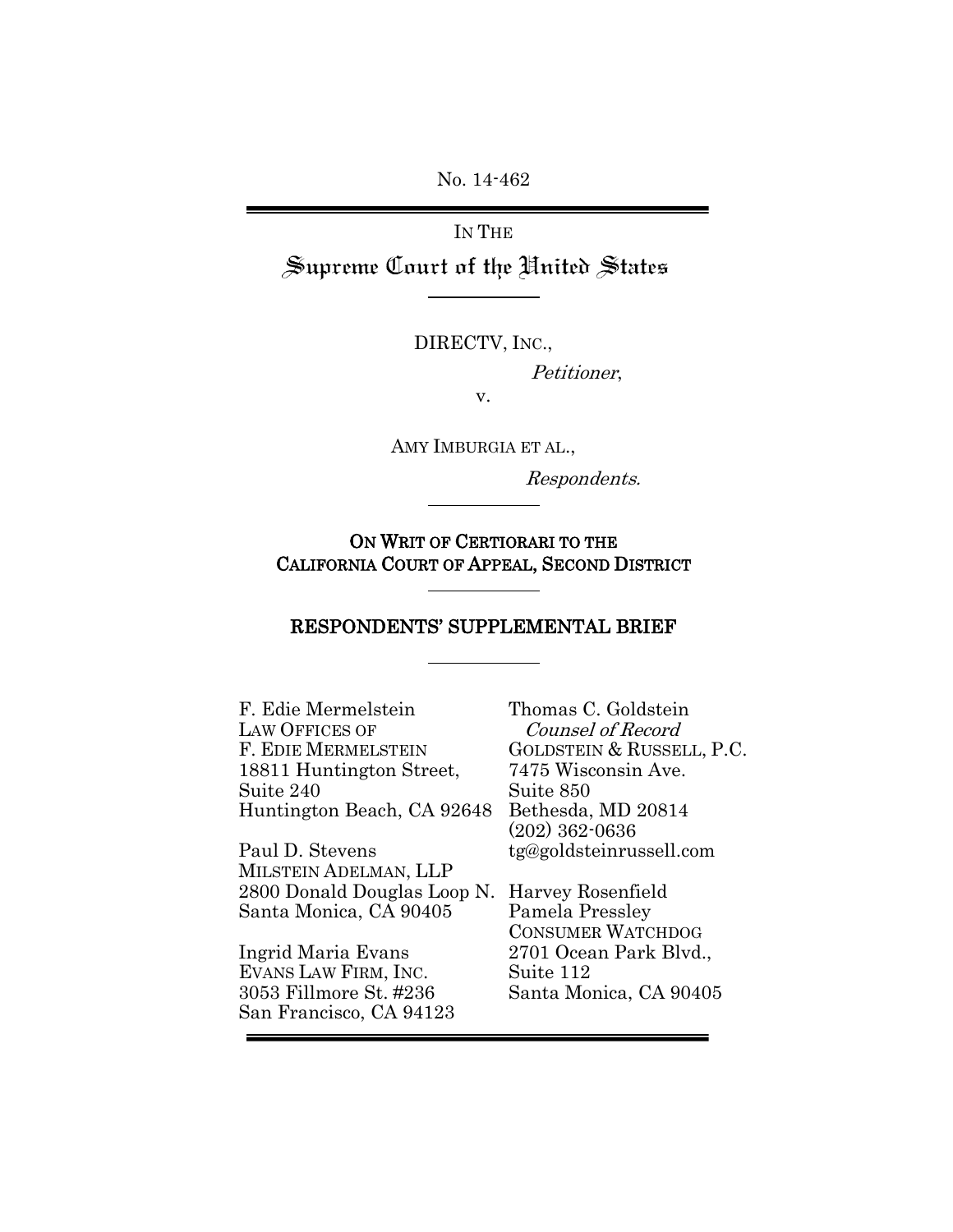No. 14-462

IN THE

# Supreme Court of the United States

DIRECTV, INC.,

*Petitioner*,

v.

AMY IMBURGIA ET AL.,

*Respondents.*

**ON WRIT OF CERTIORARI TO THE CALIFORNIA COURT OF APPEAL, SECOND DISTRICT**

## RESPONDENTS' SUPPLEMENTAL BRIEF

F. Edie Mermelstein
LAW OFFICES OF
F. EDIE MERMELSTEIN
18811 Huntington Street,
Suite 240
Huntington Beach, CA 92648

Paul D. Stevens
MILSTEIN ADELMAN, LLP
2800 Donald Douglas Loop N.
Santa Monica, CA 90405

Ingrid Maria Evans
EVANS LAW FIRM, INC.
3053 Fillmore St. #236
San Francisco, CA 94123

Thomas C. Goldstein
*Counsel of Record*
GOLDSTEIN & RUSSELL, P.C.
7475 Wisconsin Ave.
Suite 850
Bethesda, MD 20814
(202) 362-0636
tg@goldsteinrussell.com

Harvey Rosenfield
Pamela Pressley
CONSUMER WATCHDOG
2701 Ocean Park Blvd.,
Suite 112
Santa Monica, CA 90405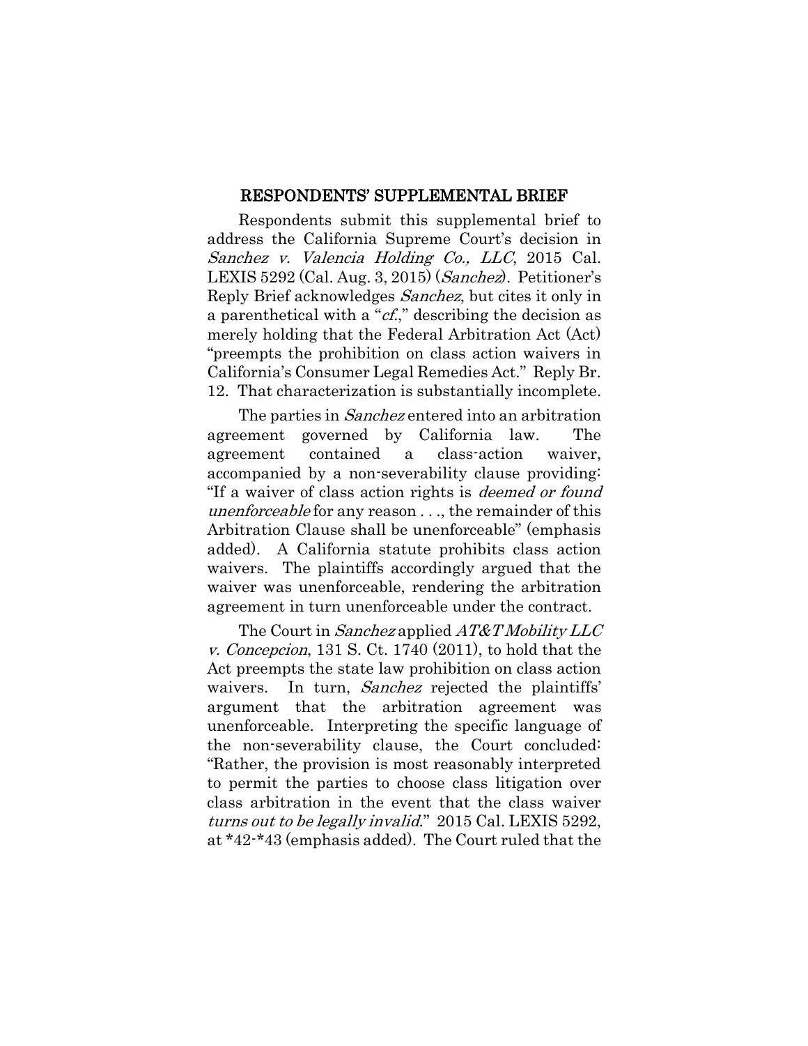## RESPONDENTS' SUPPLEMENTAL BRIEF

Respondents submit this supplemental brief to address the California Supreme Court's decision in *Sanchez v. Valencia Holding Co., LLC*, 2015 Cal. LEXIS 5292 (Cal. Aug. 3, 2015) (*Sanchez*). Petitioner's Reply Brief acknowledges *Sanchez*, but cites it only in a parenthetical with a "*cf.*," describing the decision as merely holding that the Federal Arbitration Act (Act) "preempts the prohibition on class action waivers in California's Consumer Legal Remedies Act." Reply Br. 12. That characterization is substantially incomplete.

The parties in *Sanchez* entered into an arbitration agreement governed by California law. The agreement contained a class-action waiver, accompanied by a non-severability clause providing: "If a waiver of class action rights is *deemed or found unenforceable* for any reason . . ., the remainder of this Arbitration Clause shall be unenforceable" (emphasis added). A California statute prohibits class action waivers. The plaintiffs accordingly argued that the waiver was unenforceable, rendering the arbitration agreement in turn unenforceable under the contract.

The Court in *Sanchez* applied *AT&T Mobility LLC v. Concepcion*, 131 S. Ct. 1740 (2011), to hold that the Act preempts the state law prohibition on class action waivers. In turn, *Sanchez* rejected the plaintiffs' argument that the arbitration agreement was unenforceable. Interpreting the specific language of the non-severability clause, the Court concluded: "Rather, the provision is most reasonably interpreted to permit the parties to choose class litigation over class arbitration in the event that the class waiver *turns out to be legally invalid*." 2015 Cal. LEXIS 5292, at *42-*43 (emphasis added). The Court ruled that the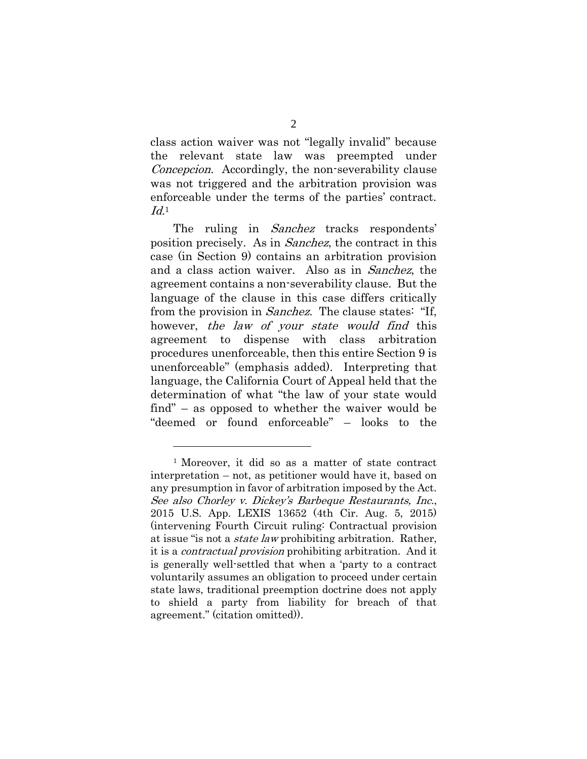class action waiver was not "legally invalid" because the relevant state law was preempted under *Concepcion*. Accordingly, the non-severability clause was not triggered and the arbitration provision was enforceable under the terms of the parties' contract. *Id.*[1]

The ruling in *Sanchez* tracks respondents' position precisely. As in *Sanchez*, the contract in this case (in Section 9) contains an arbitration provision and a class action waiver. Also as in *Sanchez*, the agreement contains a non-severability clause. But the language of the clause in this case differs critically from the provision in *Sanchez*. The clause states: "If, however, *the law of your state would find* this agreement to dispense with class arbitration procedures unenforceable, then this entire Section 9 is unenforceable" (emphasis added). Interpreting that language, the California Court of Appeal held that the determination of what "the law of your state would find" – as opposed to whether the waiver would be "deemed or found enforceable" – looks to the

---

[1] Moreover, it did so as a matter of state contract interpretation – not, as petitioner would have it, based on any presumption in favor of arbitration imposed by the Act. *See also Chorley v. Dickey's Barbeque Restaurants, Inc.*, 2015 U.S. App. LEXIS 13652 (4th Cir. Aug. 5, 2015) (intervening Fourth Circuit ruling: Contractual provision at issue "is not a *state law* prohibiting arbitration. Rather, it is a *contractual provision* prohibiting arbitration. And it is generally well-settled that when a 'party to a contract voluntarily assumes an obligation to proceed under certain state laws, traditional preemption doctrine does not apply to shield a party from liability for breach of that agreement." (citation omitted)).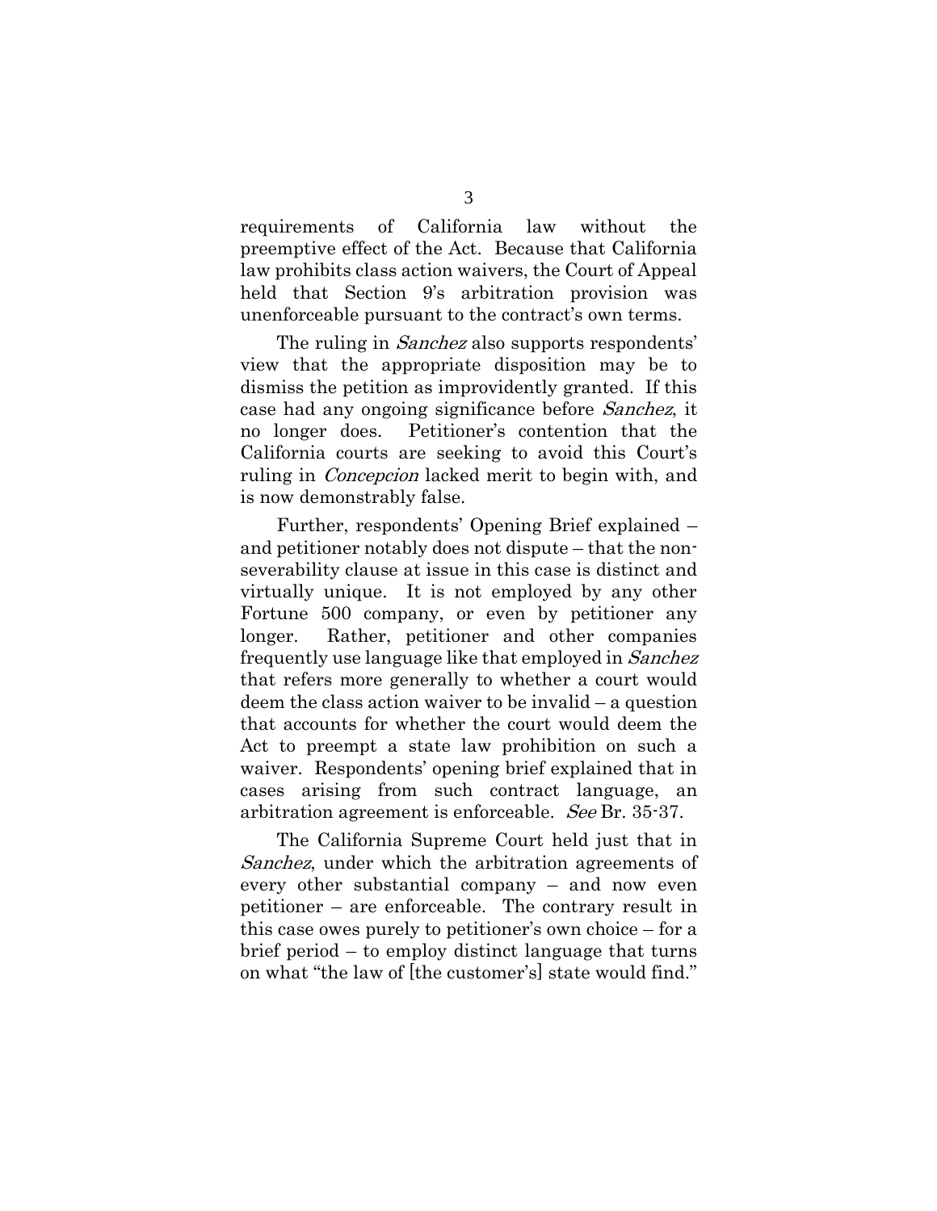requirements of California law without the preemptive effect of the Act. Because that California law prohibits class action waivers, the Court of Appeal held that Section 9's arbitration provision was unenforceable pursuant to the contract's own terms.

The ruling in *Sanchez* also supports respondents' view that the appropriate disposition may be to dismiss the petition as improvidently granted. If this case had any ongoing significance before *Sanchez*, it no longer does. Petitioner's contention that the California courts are seeking to avoid this Court's ruling in *Concepcion* lacked merit to begin with, and is now demonstrably false.

Further, respondents' Opening Brief explained – and petitioner notably does not dispute – that the non-severability clause at issue in this case is distinct and virtually unique. It is not employed by any other Fortune 500 company, or even by petitioner any longer. Rather, petitioner and other companies frequently use language like that employed in *Sanchez* that refers more generally to whether a court would deem the class action waiver to be invalid – a question that accounts for whether the court would deem the Act to preempt a state law prohibition on such a waiver. Respondents' opening brief explained that in cases arising from such contract language, an arbitration agreement is enforceable. *See* Br. 35-37.

The California Supreme Court held just that in *Sanchez*, under which the arbitration agreements of every other substantial company – and now even petitioner – are enforceable. The contrary result in this case owes purely to petitioner's own choice – for a brief period – to employ distinct language that turns on what "the law of [the customer's] state would find."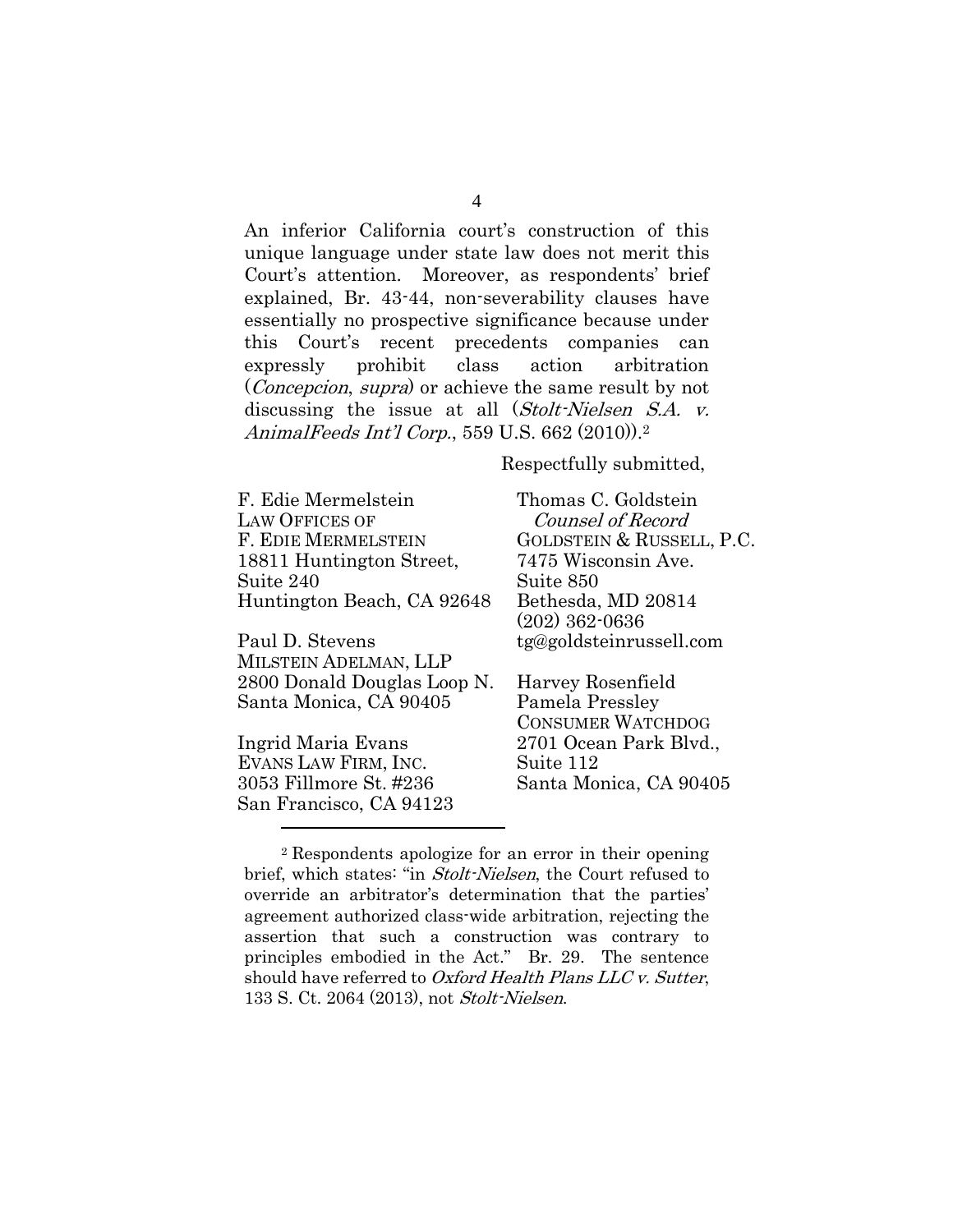An inferior California court's construction of this unique language under state law does not merit this Court's attention. Moreover, as respondents' brief explained, Br. 43-44, non-severability clauses have essentially no prospective significance because under this Court's recent precedents companies can expressly prohibit class action arbitration (*Concepcion*, *supra*) or achieve the same result by not discussing the issue at all (*Stolt-Nielsen S.A. v. AnimalFeeds Int'l Corp.*, 559 U.S. 662 (2010)).[2]

Respectfully submitted,

F. Edie Mermelstein
LAW OFFICES OF
F. EDIE MERMELSTEIN
18811 Huntington Street,
Suite 240
Huntington Beach, CA 92648

Paul D. Stevens
MILSTEIN ADELMAN, LLP
2800 Donald Douglas Loop N.
Santa Monica, CA 90405

Ingrid Maria Evans
EVANS LAW FIRM, INC.
3053 Fillmore St. #236
San Francisco, CA 94123

Thomas C. Goldstein
*Counsel of Record*
GOLDSTEIN & RUSSELL, P.C.
7475 Wisconsin Ave.
Suite 850
Bethesda, MD 20814
(202) 362-0636
tg@goldsteinrussell.com

Harvey Rosenfield
Pamela Pressley
CONSUMER WATCHDOG
2701 Ocean Park Blvd.,
Suite 112
Santa Monica, CA 90405

---

[2] Respondents apologize for an error in their opening brief, which states: "in *Stolt-Nielsen*, the Court refused to override an arbitrator's determination that the parties' agreement authorized class-wide arbitration, rejecting the assertion that such a construction was contrary to principles embodied in the Act." Br. 29. The sentence should have referred to *Oxford Health Plans LLC v. Sutter*, 133 S. Ct. 2064 (2013), not *Stolt-Nielsen*.